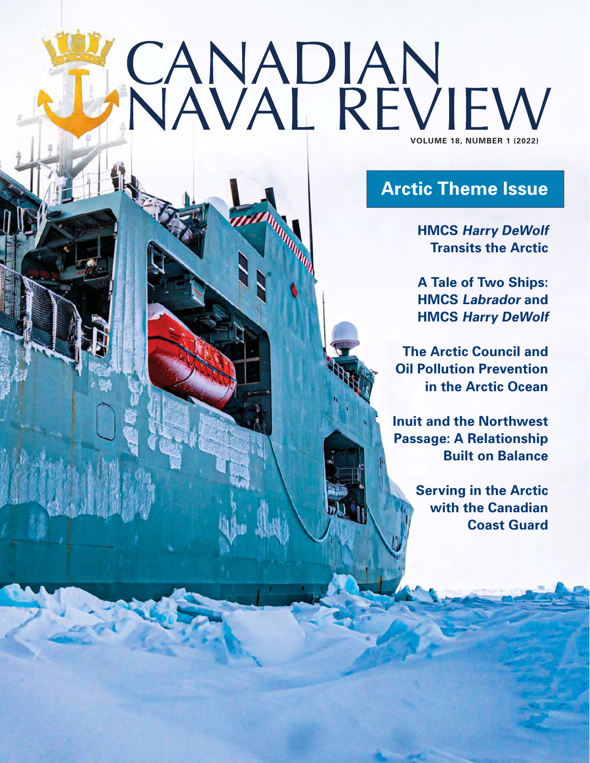# CANADIAN NAVAL REVIEW

**VOLUME 18, NUMBER 1 (2022)**

## Arctic Theme Issue

**HMCS *Harry DeWolf* Transits the Arctic**

**A Tale of Two Ships: HMCS *Labrador* and HMCS *Harry DeWolf***

**The Arctic Council and Oil Pollution Prevention in the Arctic Ocean**

**Inuit and the Northwest Passage: A Relationship Built on Balance**

**Serving in the Arctic with the Canadian Coast Guard**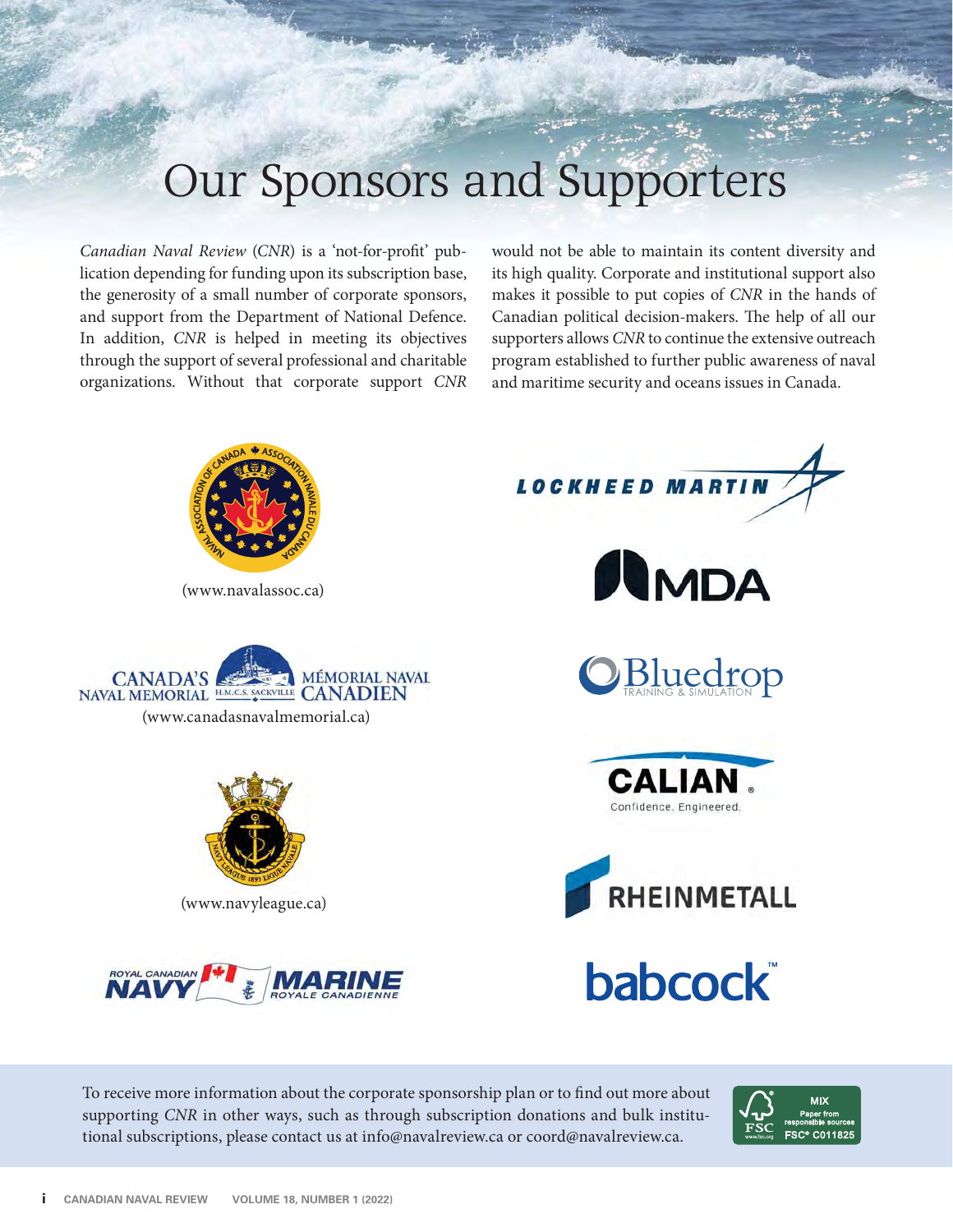# Our Sponsors and Supporters

*Canadian Naval Review* (*CNR*) is a 'not-for-profit' publication depending for funding upon its subscription base, the generosity of a small number of corporate sponsors, and support from the Department of National Defence. In addition, *CNR* is helped in meeting its objectives through the support of several professional and charitable organizations. Without that corporate support *CNR* would not be able to maintain its content diversity and its high quality. Corporate and institutional support also makes it possible to put copies of *CNR* in the hands of Canadian political decision-makers. The help of all our supporters allows *CNR* to continue the extensive outreach program established to further public awareness of naval and maritime security and oceans issues in Canada.

(www.navalassoc.ca)

(www.canadasnavalmemorial.ca)

(www.navyleague.ca)

To receive more information about the corporate sponsorship plan or to find out more about supporting *CNR* in other ways, such as through subscription donations and bulk institutional subscriptions, please contact us at info@navalreview.ca or coord@navalreview.ca.